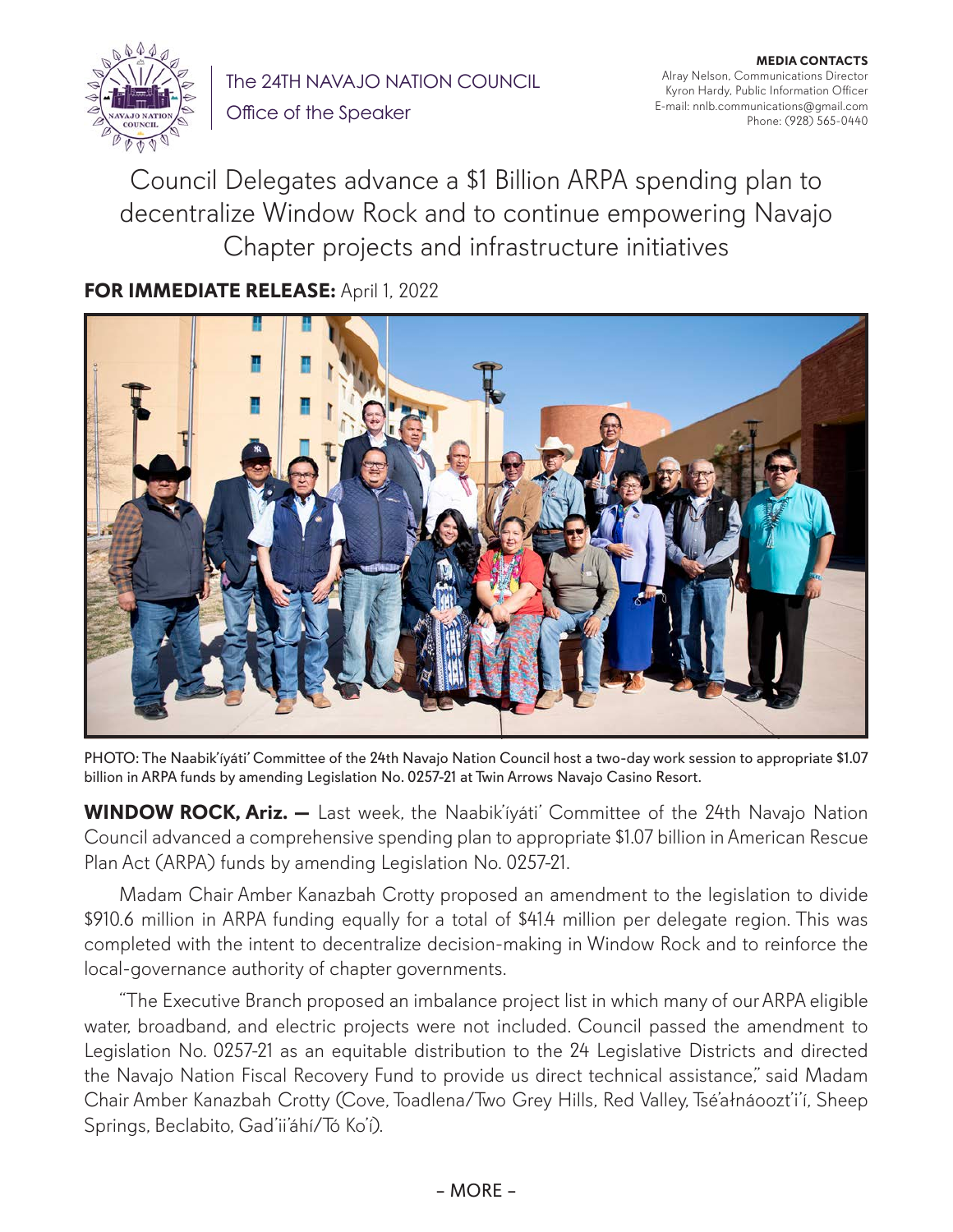The 24TH NAVAJO NATION COUNCIL

Office of the Speaker

**MEDIA CONTACTS**
Alray Nelson, Communications Director
Kyron Hardy, Public Information Officer
E-mail: nnlb.communications@gmail.com
Phone: (928) 565-0440

# Council Delegates advance a $1 Billion ARPA spending plan to decentralize Window Rock and to continue empowering Navajo Chapter projects and infrastructure initiatives

**FOR IMMEDIATE RELEASE:** April 1, 2022

PHOTO: The Naabik'íyáti' Committee of the 24th Navajo Nation Council host a two-day work session to appropriate $1.07 billion in ARPA funds by amending Legislation No. 0257-21 at Twin Arrows Navajo Casino Resort.

**WINDOW ROCK, Ariz. —** Last week, the Naabik'íyáti' Committee of the 24th Navajo Nation Council advanced a comprehensive spending plan to appropriate $1.07 billion in American Rescue Plan Act (ARPA) funds by amending Legislation No. 0257-21.

Madam Chair Amber Kanazbah Crotty proposed an amendment to the legislation to divide $910.6 million in ARPA funding equally for a total of $41.4 million per delegate region. This was completed with the intent to decentralize decision-making in Window Rock and to reinforce the local-governance authority of chapter governments.

"The Executive Branch proposed an imbalance project list in which many of our ARPA eligible water, broadband, and electric projects were not included. Council passed the amendment to Legislation No. 0257-21 as an equitable distribution to the 24 Legislative Districts and directed the Navajo Nation Fiscal Recovery Fund to provide us direct technical assistance," said Madam Chair Amber Kanazbah Crotty (Cove, Toadlena/Two Grey Hills, Red Valley, Tsé'ałnáoozt'i'í, Sheep Springs, Beclabito, Gad'ii'áhí/Tó Ko'í).

– MORE –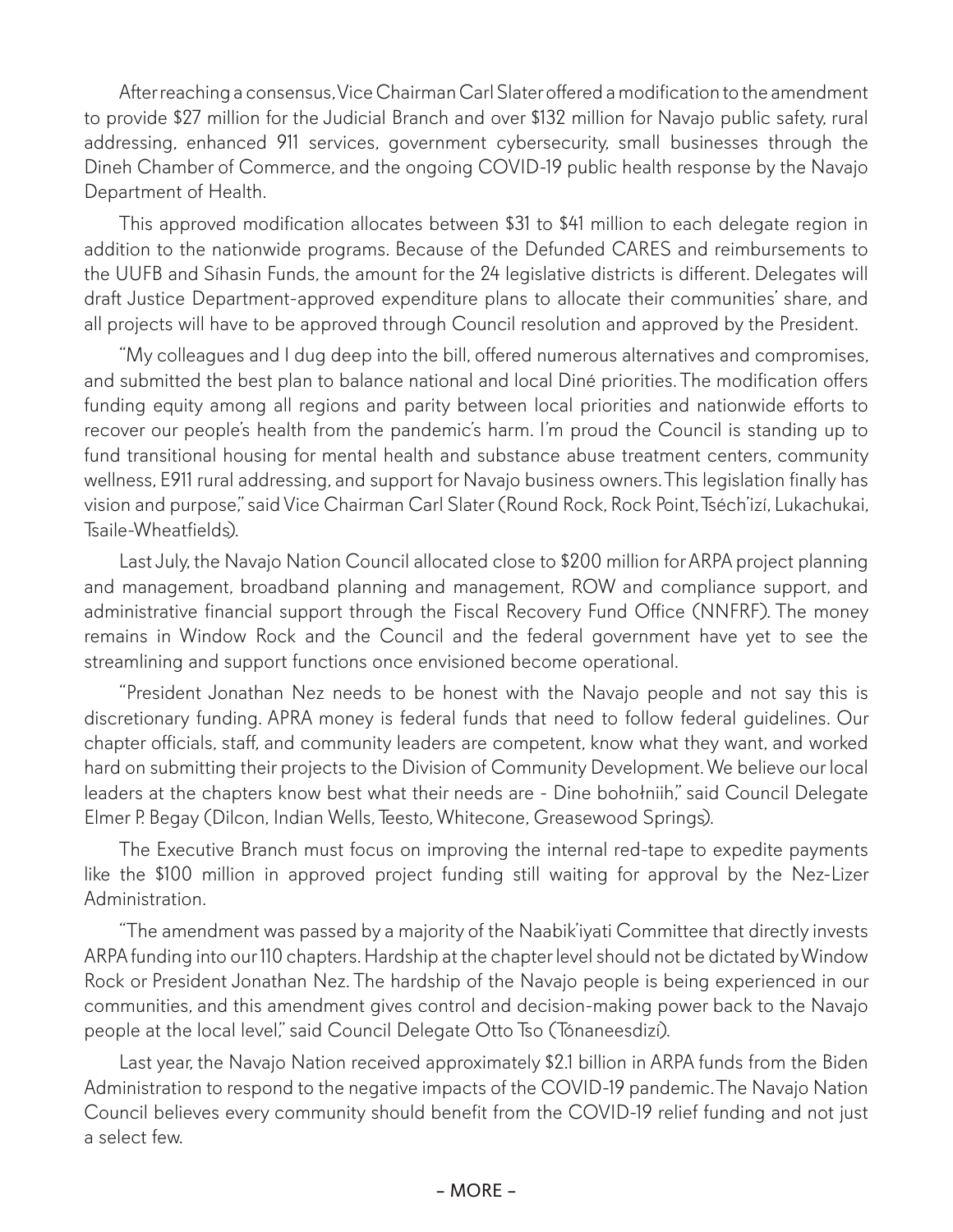After reaching a consensus, Vice Chairman Carl Slater offered a modification to the amendment to provide $27 million for the Judicial Branch and over $132 million for Navajo public safety, rural addressing, enhanced 911 services, government cybersecurity, small businesses through the Dineh Chamber of Commerce, and the ongoing COVID-19 public health response by the Navajo Department of Health.

This approved modification allocates between $31 to $41 million to each delegate region in addition to the nationwide programs. Because of the Defunded CARES and reimbursements to the UUFB and Síhasin Funds, the amount for the 24 legislative districts is different. Delegates will draft Justice Department-approved expenditure plans to allocate their communities' share, and all projects will have to be approved through Council resolution and approved by the President.

"My colleagues and I dug deep into the bill, offered numerous alternatives and compromises, and submitted the best plan to balance national and local Diné priorities. The modification offers funding equity among all regions and parity between local priorities and nationwide efforts to recover our people's health from the pandemic's harm. I'm proud the Council is standing up to fund transitional housing for mental health and substance abuse treatment centers, community wellness, E911 rural addressing, and support for Navajo business owners. This legislation finally has vision and purpose," said Vice Chairman Carl Slater (Round Rock, Rock Point, Tséch'izí, Lukachukai, Tsaile-Wheatfields).

Last July, the Navajo Nation Council allocated close to $200 million for ARPA project planning and management, broadband planning and management, ROW and compliance support, and administrative financial support through the Fiscal Recovery Fund Office (NNFRF). The money remains in Window Rock and the Council and the federal government have yet to see the streamlining and support functions once envisioned become operational.

"President Jonathan Nez needs to be honest with the Navajo people and not say this is discretionary funding. APRA money is federal funds that need to follow federal guidelines. Our chapter officials, staff, and community leaders are competent, know what they want, and worked hard on submitting their projects to the Division of Community Development. We believe our local leaders at the chapters know best what their needs are - Dine bohołniih," said Council Delegate Elmer P. Begay (Dilcon, Indian Wells, Teesto, Whitecone, Greasewood Springs).

The Executive Branch must focus on improving the internal red-tape to expedite payments like the $100 million in approved project funding still waiting for approval by the Nez-Lizer Administration.

"The amendment was passed by a majority of the Naabik'iyati Committee that directly invests ARPA funding into our 110 chapters. Hardship at the chapter level should not be dictated by Window Rock or President Jonathan Nez. The hardship of the Navajo people is being experienced in our communities, and this amendment gives control and decision-making power back to the Navajo people at the local level," said Council Delegate Otto Tso (Tónaneesdizí).

Last year, the Navajo Nation received approximately $2.1 billion in ARPA funds from the Biden Administration to respond to the negative impacts of the COVID-19 pandemic. The Navajo Nation Council believes every community should benefit from the COVID-19 relief funding and not just a select few.

– MORE –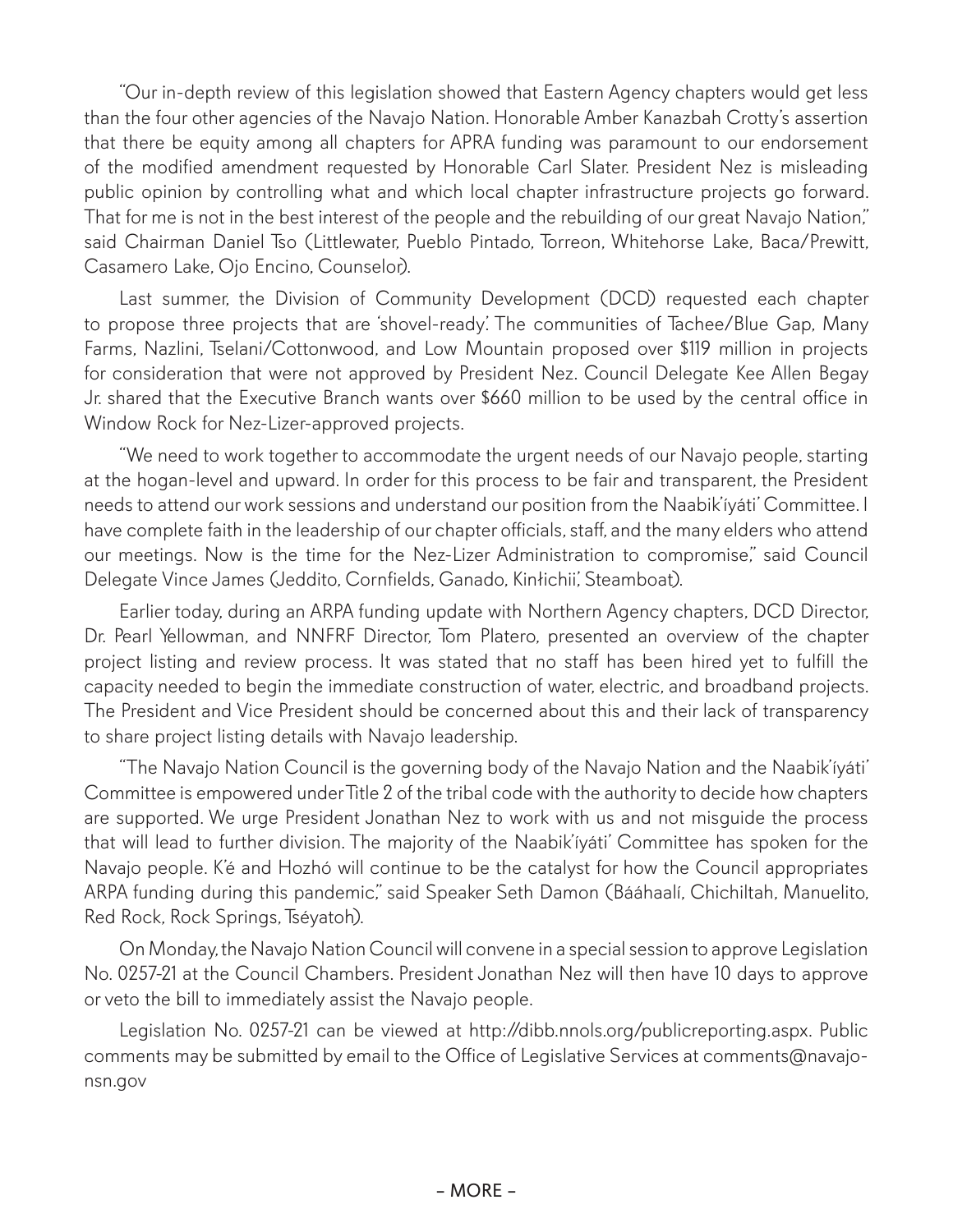"Our in-depth review of this legislation showed that Eastern Agency chapters would get less than the four other agencies of the Navajo Nation. Honorable Amber Kanazbah Crotty's assertion that there be equity among all chapters for APRA funding was paramount to our endorsement of the modified amendment requested by Honorable Carl Slater. President Nez is misleading public opinion by controlling what and which local chapter infrastructure projects go forward. That for me is not in the best interest of the people and the rebuilding of our great Navajo Nation," said Chairman Daniel Tso (Littlewater, Pueblo Pintado, Torreon, Whitehorse Lake, Baca/Prewitt, Casamero Lake, Ojo Encino, Counselor).

Last summer, the Division of Community Development (DCD) requested each chapter to propose three projects that are 'shovel-ready'. The communities of Tachee/Blue Gap, Many Farms, Nazlini, Tselani/Cottonwood, and Low Mountain proposed over $119 million in projects for consideration that were not approved by President Nez. Council Delegate Kee Allen Begay Jr. shared that the Executive Branch wants over $660 million to be used by the central office in Window Rock for Nez-Lizer-approved projects.

"We need to work together to accommodate the urgent needs of our Navajo people, starting at the hogan-level and upward. In order for this process to be fair and transparent, the President needs to attend our work sessions and understand our position from the Naabik'íyáti' Committee. I have complete faith in the leadership of our chapter officials, staff, and the many elders who attend our meetings. Now is the time for the Nez-Lizer Administration to compromise," said Council Delegate Vince James (Jeddito, Cornfields, Ganado, Kinłichii', Steamboat).

Earlier today, during an ARPA funding update with Northern Agency chapters, DCD Director, Dr. Pearl Yellowman, and NNFRF Director, Tom Platero, presented an overview of the chapter project listing and review process. It was stated that no staff has been hired yet to fulfill the capacity needed to begin the immediate construction of water, electric, and broadband projects. The President and Vice President should be concerned about this and their lack of transparency to share project listing details with Navajo leadership.

"The Navajo Nation Council is the governing body of the Navajo Nation and the Naabik'íyáti' Committee is empowered under Title 2 of the tribal code with the authority to decide how chapters are supported. We urge President Jonathan Nez to work with us and not misguide the process that will lead to further division. The majority of the Naabik'íyáti' Committee has spoken for the Navajo people. K'é and Hozhó will continue to be the catalyst for how the Council appropriates ARPA funding during this pandemic," said Speaker Seth Damon (Bááhaalí, Chichiltah, Manuelito, Red Rock, Rock Springs, Tséyatoh).

On Monday, the Navajo Nation Council will convene in a special session to approve Legislation No. 0257-21 at the Council Chambers. President Jonathan Nez will then have 10 days to approve or veto the bill to immediately assist the Navajo people.

Legislation No. 0257-21 can be viewed at http://dibb.nnols.org/publicreporting.aspx. Public comments may be submitted by email to the Office of Legislative Services at comments@navajo-nsn.gov

– MORE –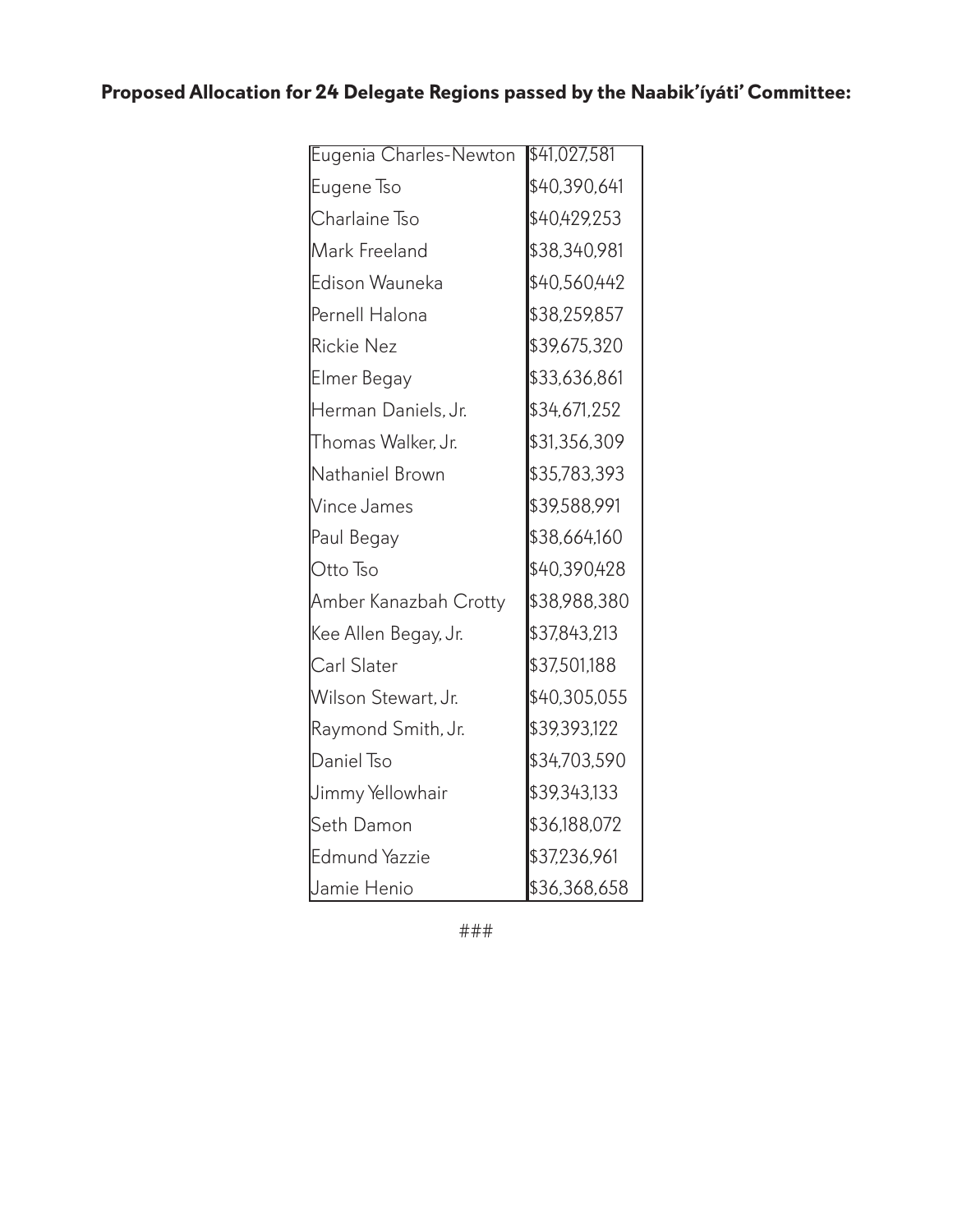**Proposed Allocation for 24 Delegate Regions passed by the Naabik'íyáti' Committee:**

| | |
|---|---|
| Eugenia Charles-Newton | $41,027,581 |
| Eugene Tso | $40,390,641 |
| Charlaine Tso | $40,429,253 |
| Mark Freeland | $38,340,981 |
| Edison Wauneka | $40,560,442 |
| Pernell Halona | $38,259,857 |
| Rickie Nez | $39,675,320 |
| Elmer Begay | $33,636,861 |
| Herman Daniels, Jr. | $34,671,252 |
| Thomas Walker, Jr. | $31,356,309 |
| Nathaniel Brown | $35,783,393 |
| Vince James | $39,588,991 |
| Paul Begay | $38,664,160 |
| Otto Tso | $40,390,428 |
| Amber Kanazbah Crotty | $38,988,380 |
| Kee Allen Begay, Jr. | $37,843,213 |
| Carl Slater | $37,501,188 |
| Wilson Stewart, Jr. | $40,305,055 |
| Raymond Smith, Jr. | $39,393,122 |
| Daniel Tso | $34,703,590 |
| Jimmy Yellowhair | $39,343,133 |
| Seth Damon | $36,188,072 |
| Edmund Yazzie | $37,236,961 |
| Jamie Henio | $36,368,658 |

###